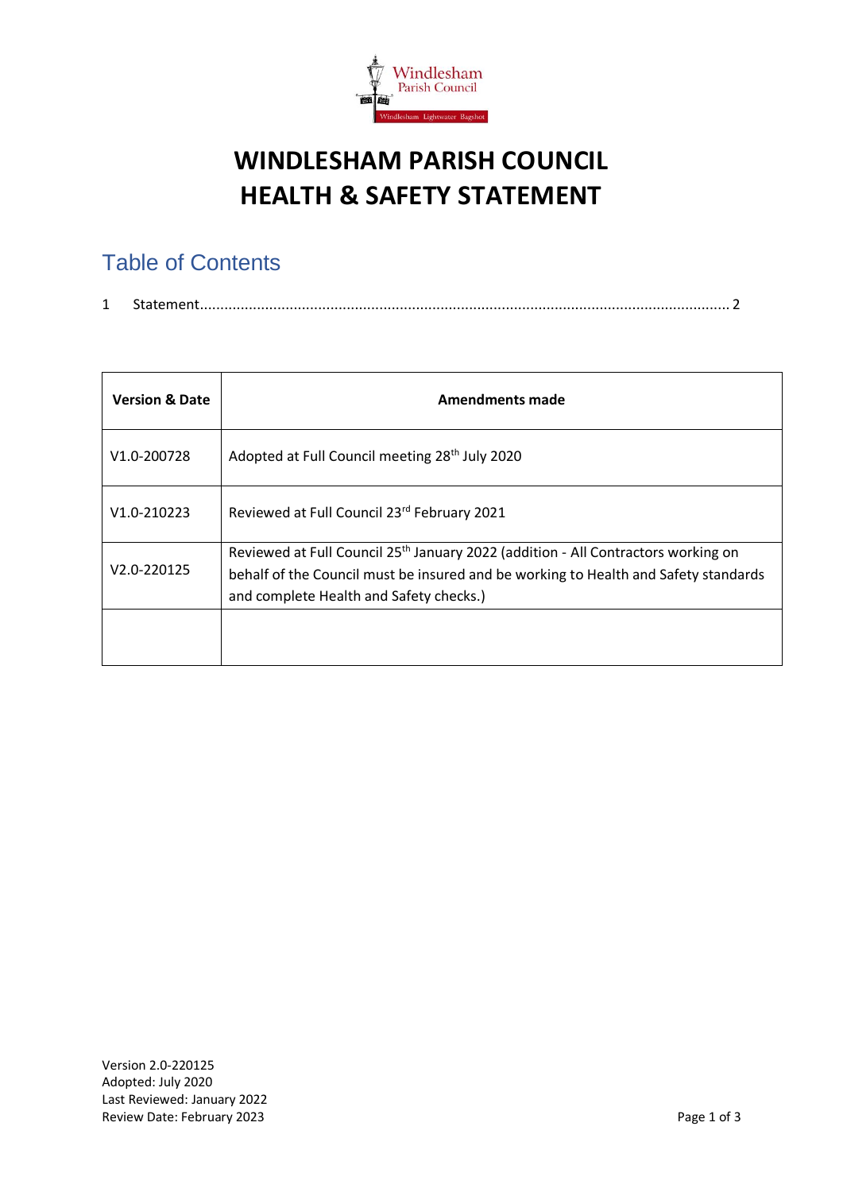# WINDLESHAM PARISH COUNCIL
# HEALTH & SAFETY STATEMENT

## Table of Contents

1 Statement.................................................................................................................................. 2

| Version & Date | Amendments made |
|---|---|
| V1.0-200728 | Adopted at Full Council meeting 28th July 2020 |
| V1.0-210223 | Reviewed at Full Council 23rd February 2021 |
| V2.0-220125 | Reviewed at Full Council 25th January 2022 (addition - All Contractors working on behalf of the Council must be insured and be working to Health and Safety standards and complete Health and Safety checks.) |
| | |

Version 2.0-220125
Adopted: July 2020
Last Reviewed: January 2022
Review Date: February 2023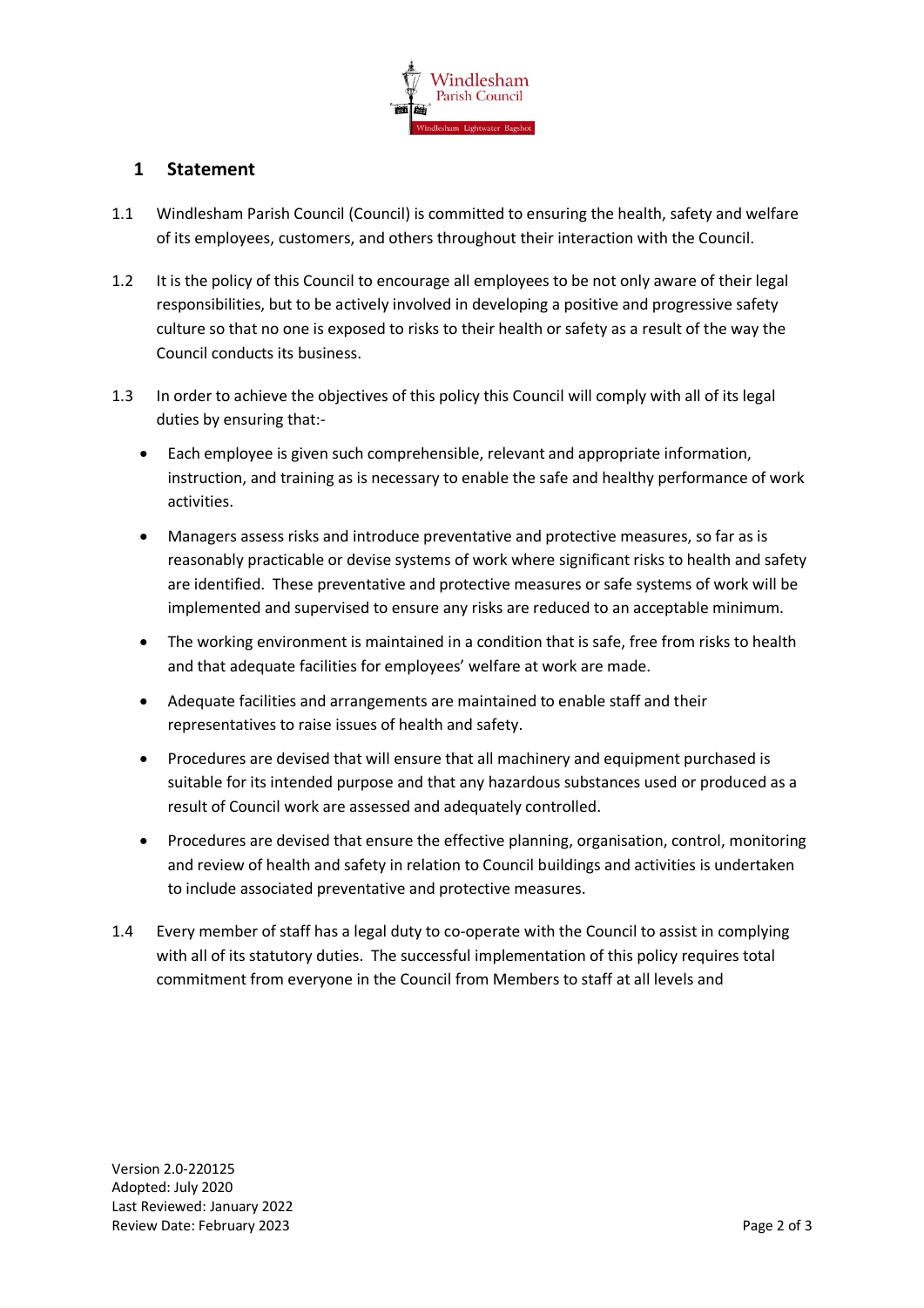## 1 Statement

1.1 Windlesham Parish Council (Council) is committed to ensuring the health, safety and welfare of its employees, customers, and others throughout their interaction with the Council.

1.2 It is the policy of this Council to encourage all employees to be not only aware of their legal responsibilities, but to be actively involved in developing a positive and progressive safety culture so that no one is exposed to risks to their health or safety as a result of the way the Council conducts its business.

1.3 In order to achieve the objectives of this policy this Council will comply with all of its legal duties by ensuring that:-

- Each employee is given such comprehensible, relevant and appropriate information, instruction, and training as is necessary to enable the safe and healthy performance of work activities.
- Managers assess risks and introduce preventative and protective measures, so far as is reasonably practicable or devise systems of work where significant risks to health and safety are identified. These preventative and protective measures or safe systems of work will be implemented and supervised to ensure any risks are reduced to an acceptable minimum.
- The working environment is maintained in a condition that is safe, free from risks to health and that adequate facilities for employees' welfare at work are made.
- Adequate facilities and arrangements are maintained to enable staff and their representatives to raise issues of health and safety.
- Procedures are devised that will ensure that all machinery and equipment purchased is suitable for its intended purpose and that any hazardous substances used or produced as a result of Council work are assessed and adequately controlled.
- Procedures are devised that ensure the effective planning, organisation, control, monitoring and review of health and safety in relation to Council buildings and activities is undertaken to include associated preventative and protective measures.

1.4 Every member of staff has a legal duty to co-operate with the Council to assist in complying with all of its statutory duties. The successful implementation of this policy requires total commitment from everyone in the Council from Members to staff at all levels and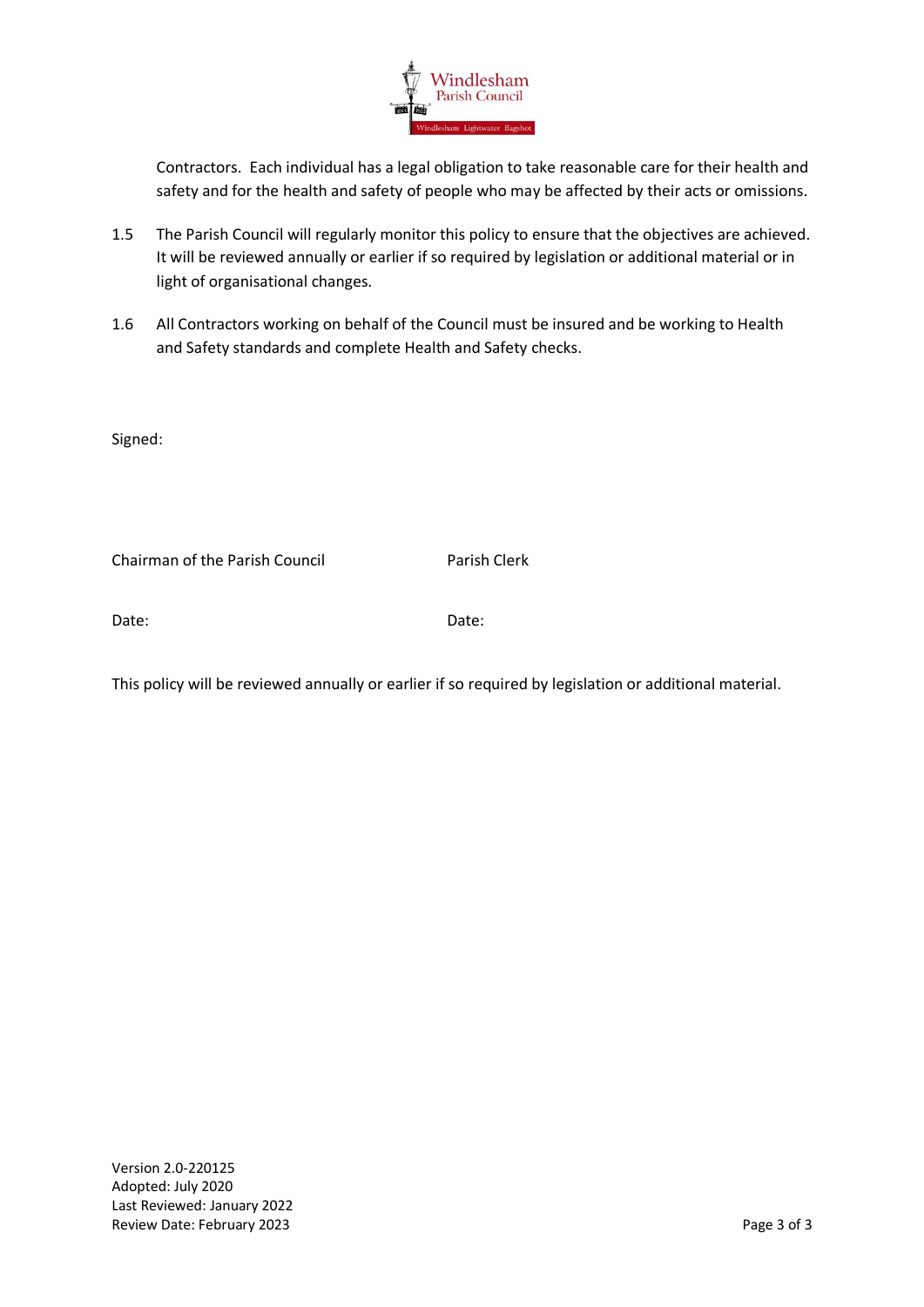Contractors. Each individual has a legal obligation to take reasonable care for their health and safety and for the health and safety of people who may be affected by their acts or omissions.

1.5 The Parish Council will regularly monitor this policy to ensure that the objectives are achieved. It will be reviewed annually or earlier if so required by legislation or additional material or in light of organisational changes.

1.6 All Contractors working on behalf of the Council must be insured and be working to Health and Safety standards and complete Health and Safety checks.

Signed:

| | |
|---|---|
| Chairman of the Parish Council | Parish Clerk |
| Date: | Date: |

This policy will be reviewed annually or earlier if so required by legislation or additional material.

Version 2.0-220125
Adopted: July 2020
Last Reviewed: January 2022
Review Date: February 2023